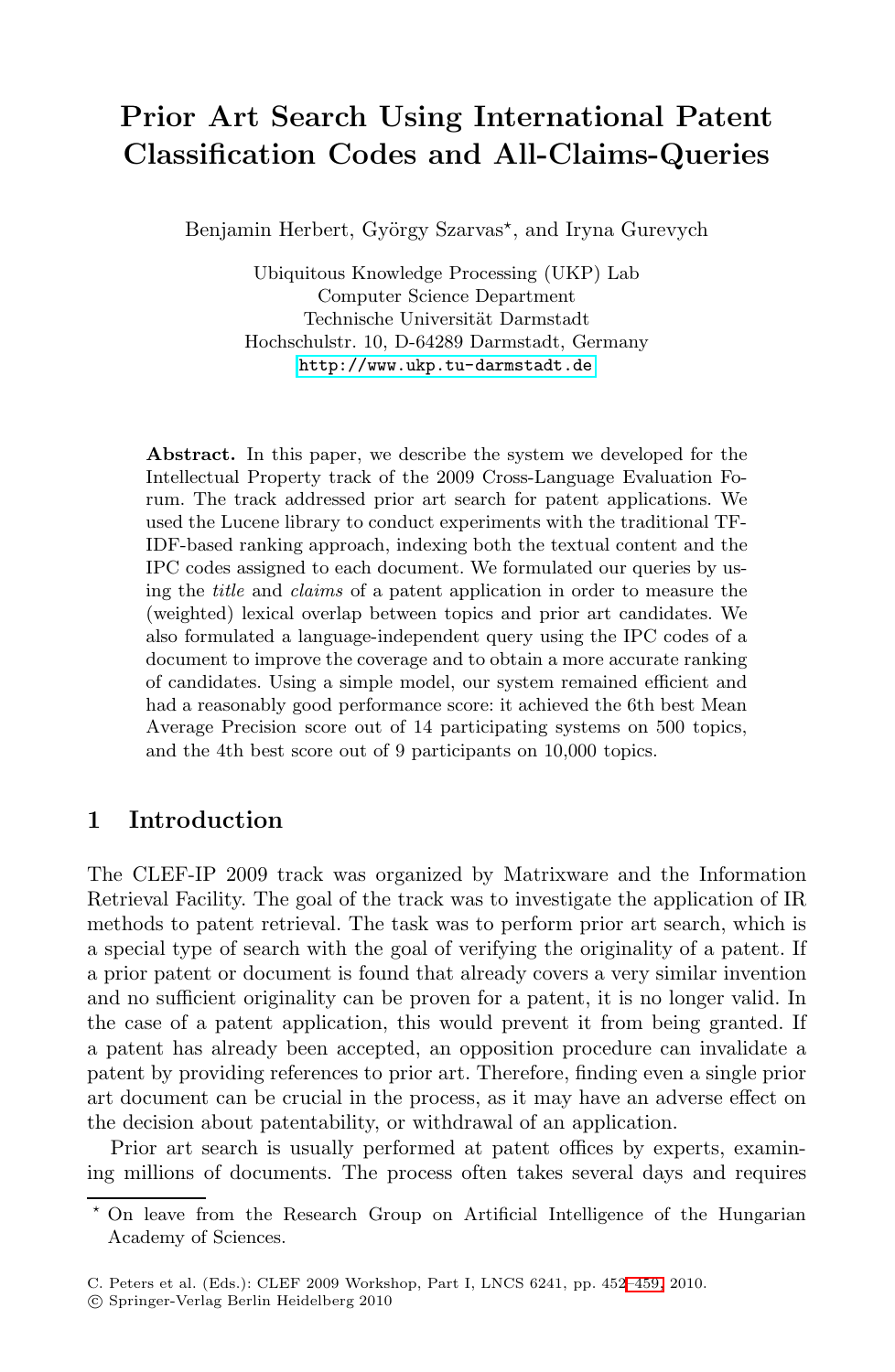# Prior Art Search Using International Patent Classification Codes and All-Claims-Queries

Benjamin Herbert, György Szarvas*, and Iryna Gurevych

Ubiquitous Knowledge Processing (UKP) Lab
Computer Science Department
Technische Universität Darmstadt
Hochschulstr. 10, D-64289 Darmstadt, Germany
http://www.ukp.tu-darmstadt.de

**Abstract.** In this paper, we describe the system we developed for the Intellectual Property track of the 2009 Cross-Language Evaluation Forum. The track addressed prior art search for patent applications. We used the Lucene library to conduct experiments with the traditional TF-IDF-based ranking approach, indexing both the textual content and the IPC codes assigned to each document. We formulated our queries by using the *title* and *claims* of a patent application in order to measure the (weighted) lexical overlap between topics and prior art candidates. We also formulated a language-independent query using the IPC codes of a document to improve the coverage and to obtain a more accurate ranking of candidates. Using a simple model, our system remained efficient and had a reasonably good performance score: it achieved the 6th best Mean Average Precision score out of 14 participating systems on 500 topics, and the 4th best score out of 9 participants on 10,000 topics.

## 1 Introduction

The CLEF-IP 2009 track was organized by Matrixware and the Information Retrieval Facility. The goal of the track was to investigate the application of IR methods to patent retrieval. The task was to perform prior art search, which is a special type of search with the goal of verifying the originality of a patent. If a prior patent or document is found that already covers a very similar invention and no sufficient originality can be proven for a patent, it is no longer valid. In the case of a patent application, this would prevent it from being granted. If a patent has already been accepted, an opposition procedure can invalidate a patent by providing references to prior art. Therefore, finding even a single prior art document can be crucial in the process, as it may have an adverse effect on the decision about patentability, or withdrawal of an application.

Prior art search is usually performed at patent offices by experts, examining millions of documents. The process often takes several days and requires

* On leave from the Research Group on Artificial Intelligence of the Hungarian Academy of Sciences.

C. Peters et al. (Eds.): CLEF 2009 Workshop, Part I, LNCS 6241, pp. 452–459, 2010.
© Springer-Verlag Berlin Heidelberg 2010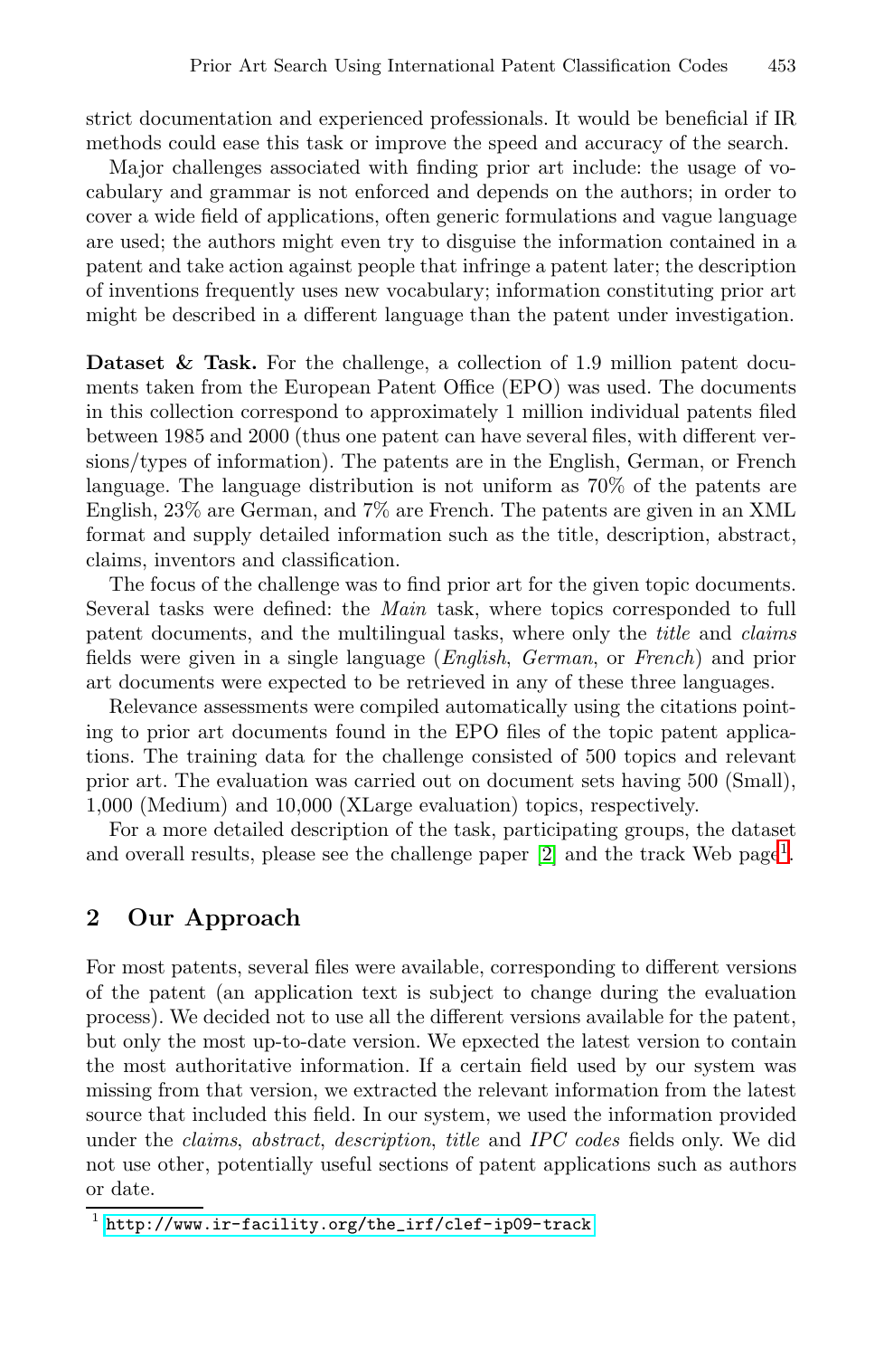strict documentation and experienced professionals. It would be beneficial if IR methods could ease this task or improve the speed and accuracy of the search.

Major challenges associated with finding prior art include: the usage of vocabulary and grammar is not enforced and depends on the authors; in order to cover a wide field of applications, often generic formulations and vague language are used; the authors might even try to disguise the information contained in a patent and take action against people that infringe a patent later; the description of inventions frequently uses new vocabulary; information constituting prior art might be described in a different language than the patent under investigation.

**Dataset & Task.** For the challenge, a collection of 1.9 million patent documents taken from the European Patent Office (EPO) was used. The documents in this collection correspond to approximately 1 million individual patents filed between 1985 and 2000 (thus one patent can have several files, with different versions/types of information). The patents are in the English, German, or French language. The language distribution is not uniform as 70% of the patents are English, 23% are German, and 7% are French. The patents are given in an XML format and supply detailed information such as the title, description, abstract, claims, inventors and classification.

The focus of the challenge was to find prior art for the given topic documents. Several tasks were defined: the *Main* task, where topics corresponded to full patent documents, and the multilingual tasks, where only the *title* and *claims* fields were given in a single language (*English*, *German*, or *French*) and prior art documents were expected to be retrieved in any of these three languages.

Relevance assessments were compiled automatically using the citations pointing to prior art documents found in the EPO files of the topic patent applications. The training data for the challenge consisted of 500 topics and relevant prior art. The evaluation was carried out on document sets having 500 (Small), 1,000 (Medium) and 10,000 (XLarge evaluation) topics, respectively.

For a more detailed description of the task, participating groups, the dataset and overall results, please see the challenge paper [2] and the track Web page[1].

## 2 Our Approach

For most patents, several files were available, corresponding to different versions of the patent (an application text is subject to change during the evaluation process). We decided not to use all the different versions available for the patent, but only the most up-to-date version. We epxected the latest version to contain the most authoritative information. If a certain field used by our system was missing from that version, we extracted the relevant information from the latest source that included this field. In our system, we used the information provided under the *claims*, *abstract*, *description*, *title* and *IPC codes* fields only. We did not use other, potentially useful sections of patent applications such as authors or date.

[1] http://www.ir-facility.org/the_irf/clef-ip09-track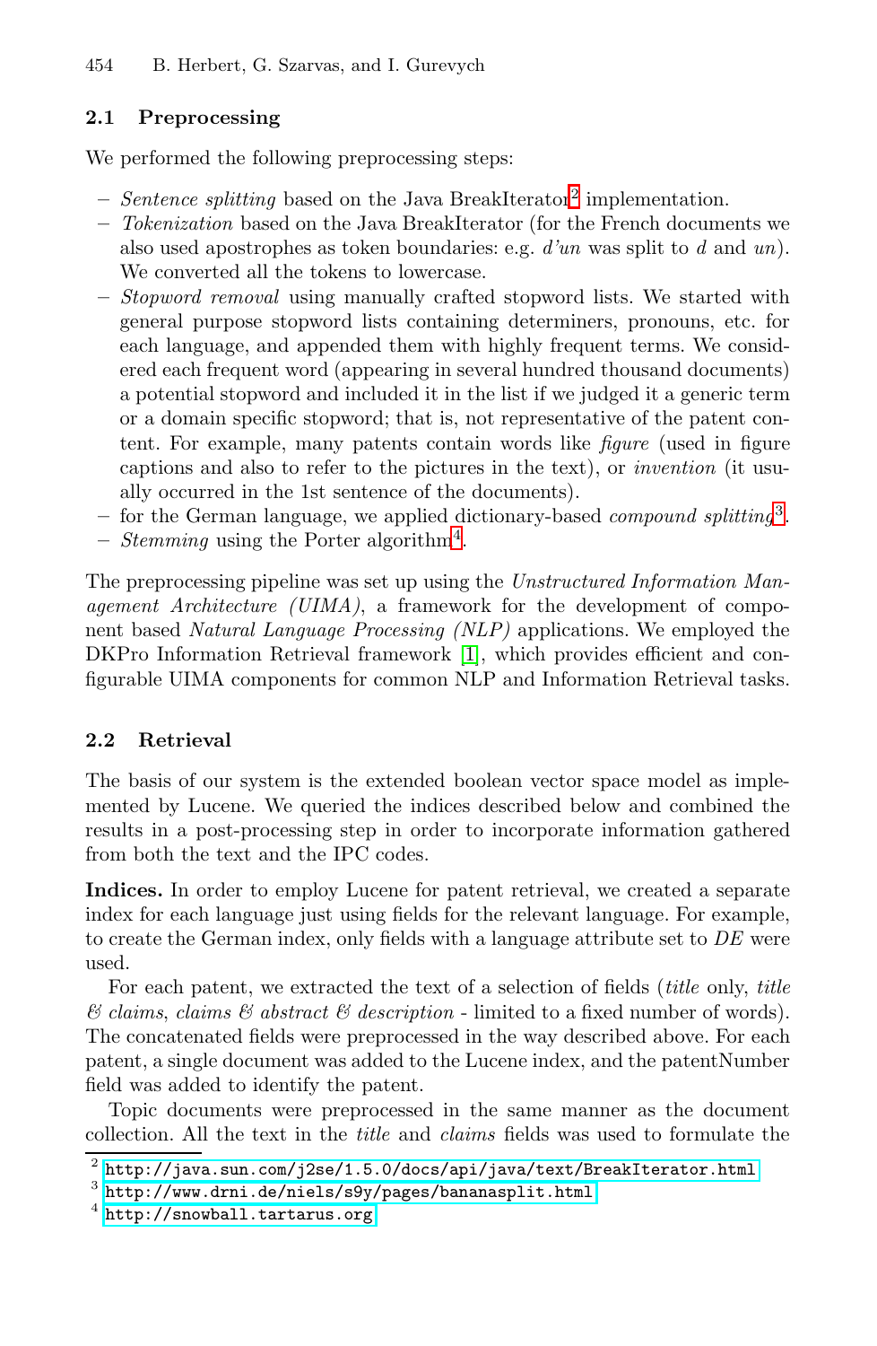### 2.1 Preprocessing

We performed the following preprocessing steps:

- *Sentence splitting* based on the Java BreakIterator[2] implementation.
- *Tokenization* based on the Java BreakIterator (for the French documents we also used apostrophes as token boundaries: e.g. *d'un* was split to *d* and *un*). We converted all the tokens to lowercase.
- *Stopword removal* using manually crafted stopword lists. We started with general purpose stopword lists containing determiners, pronouns, etc. for each language, and appended them with highly frequent terms. We considered each frequent word (appearing in several hundred thousand documents) a potential stopword and included it in the list if we judged it a generic term or a domain specific stopword; that is, not representative of the patent content. For example, many patents contain words like *figure* (used in figure captions and also to refer to the pictures in the text), or *invention* (it usually occurred in the 1st sentence of the documents).
- for the German language, we applied dictionary-based *compound splitting*[3].
- *Stemming* using the Porter algorithm[4].

The preprocessing pipeline was set up using the *Unstructured Information Management Architecture (UIMA)*, a framework for the development of component based *Natural Language Processing (NLP)* applications. We employed the DKPro Information Retrieval framework [1], which provides efficient and configurable UIMA components for common NLP and Information Retrieval tasks.

### 2.2 Retrieval

The basis of our system is the extended boolean vector space model as implemented by Lucene. We queried the indices described below and combined the results in a post-processing step in order to incorporate information gathered from both the text and the IPC codes.

**Indices.** In order to employ Lucene for patent retrieval, we created a separate index for each language just using fields for the relevant language. For example, to create the German index, only fields with a language attribute set to *DE* were used.

For each patent, we extracted the text of a selection of fields (*title* only, *title & claims*, *claims & abstract & description* - limited to a fixed number of words). The concatenated fields were preprocessed in the way described above. For each patent, a single document was added to the Lucene index, and the patentNumber field was added to identify the patent.

Topic documents were preprocessed in the same manner as the document collection. All the text in the *title* and *claims* fields was used to formulate the

---

[2] http://java.sun.com/j2se/1.5.0/docs/api/java/text/BreakIterator.html

[3] http://www.drni.de/niels/s9y/pages/bananasplit.html

[4] http://snowball.tartarus.org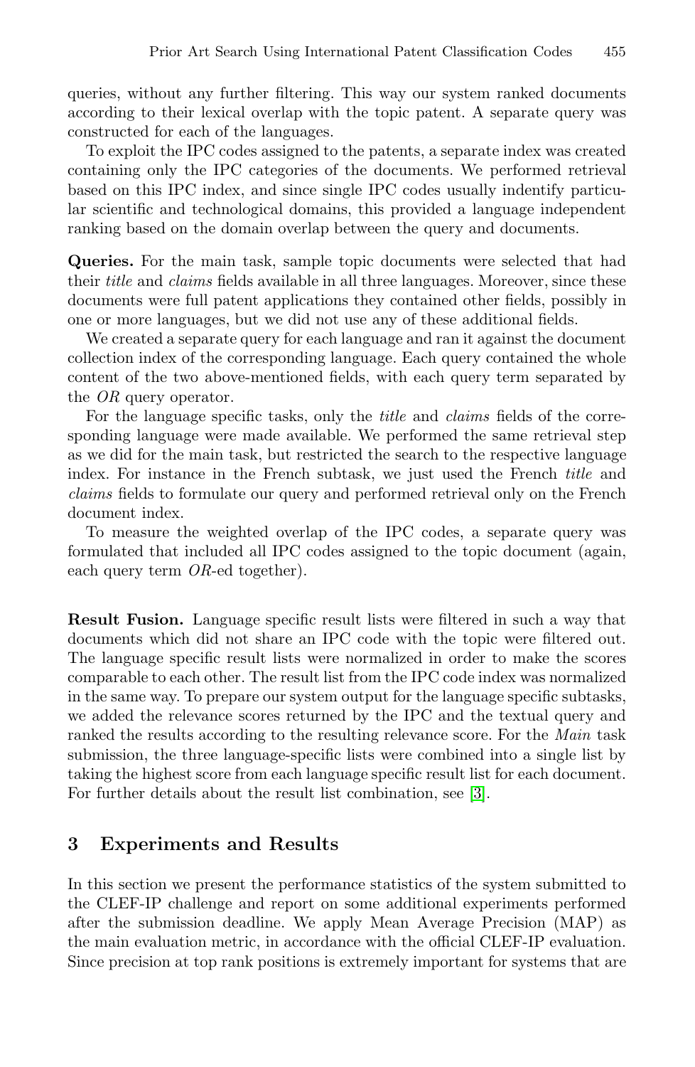queries, without any further filtering. This way our system ranked documents according to their lexical overlap with the topic patent. A separate query was constructed for each of the languages.

To exploit the IPC codes assigned to the patents, a separate index was created containing only the IPC categories of the documents. We performed retrieval based on this IPC index, and since single IPC codes usually indentify particular scientific and technological domains, this provided a language independent ranking based on the domain overlap between the query and documents.

**Queries.** For the main task, sample topic documents were selected that had their *title* and *claims* fields available in all three languages. Moreover, since these documents were full patent applications they contained other fields, possibly in one or more languages, but we did not use any of these additional fields.

We created a separate query for each language and ran it against the document collection index of the corresponding language. Each query contained the whole content of the two above-mentioned fields, with each query term separated by the *OR* query operator.

For the language specific tasks, only the *title* and *claims* fields of the corresponding language were made available. We performed the same retrieval step as we did for the main task, but restricted the search to the respective language index. For instance in the French subtask, we just used the French *title* and *claims* fields to formulate our query and performed retrieval only on the French document index.

To measure the weighted overlap of the IPC codes, a separate query was formulated that included all IPC codes assigned to the topic document (again, each query term *OR*-ed together).

**Result Fusion.** Language specific result lists were filtered in such a way that documents which did not share an IPC code with the topic were filtered out. The language specific result lists were normalized in order to make the scores comparable to each other. The result list from the IPC code index was normalized in the same way. To prepare our system output for the language specific subtasks, we added the relevance scores returned by the IPC and the textual query and ranked the results according to the resulting relevance score. For the *Main* task submission, the three language-specific lists were combined into a single list by taking the highest score from each language specific result list for each document. For further details about the result list combination, see [3].

## 3 Experiments and Results

In this section we present the performance statistics of the system submitted to the CLEF-IP challenge and report on some additional experiments performed after the submission deadline. We apply Mean Average Precision (MAP) as the main evaluation metric, in accordance with the official CLEF-IP evaluation. Since precision at top rank positions is extremely important for systems that are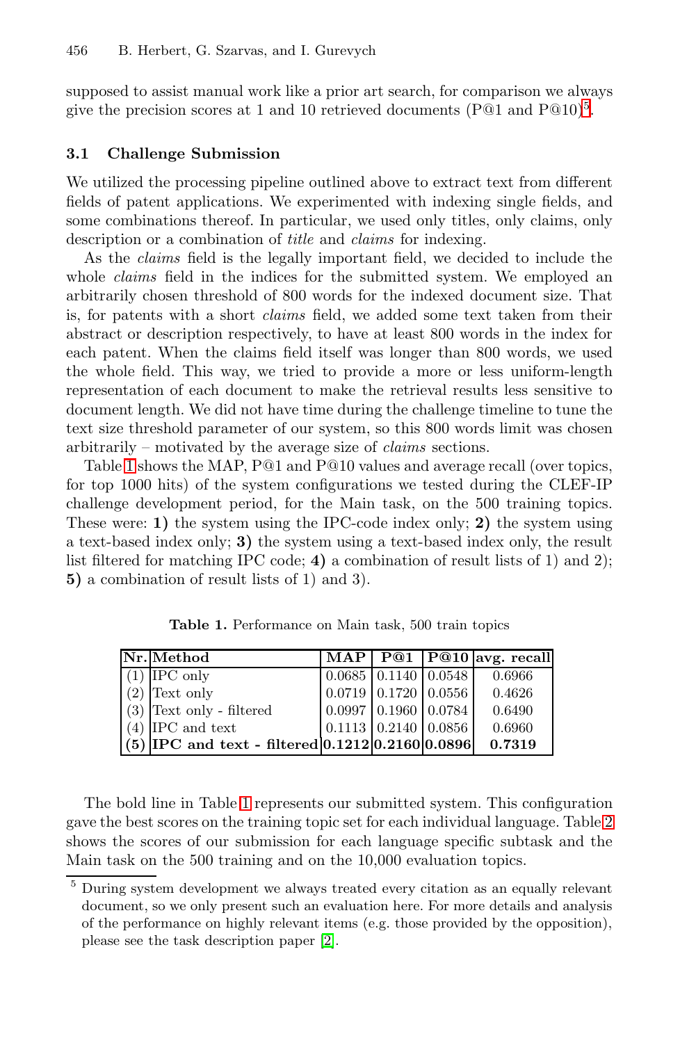supposed to assist manual work like a prior art search, for comparison we always give the precision scores at 1 and 10 retrieved documents (P@1 and P@10)[5].

### 3.1 Challenge Submission

We utilized the processing pipeline outlined above to extract text from different fields of patent applications. We experimented with indexing single fields, and some combinations thereof. In particular, we used only titles, only claims, only description or a combination of *title* and *claims* for indexing.

As the *claims* field is the legally important field, we decided to include the whole *claims* field in the indices for the submitted system. We employed an arbitrarily chosen threshold of 800 words for the indexed document size. That is, for patents with a short *claims* field, we added some text taken from their abstract or description respectively, to have at least 800 words in the index for each patent. When the claims field itself was longer than 800 words, we used the whole field. This way, we tried to provide a more or less uniform-length representation of each document to make the retrieval results less sensitive to document length. We did not have time during the challenge timeline to tune the text size threshold parameter of our system, so this 800 words limit was chosen arbitrarily – motivated by the average size of *claims* sections.

Table 1 shows the MAP, P@1 and P@10 values and average recall (over topics, for top 1000 hits) of the system configurations we tested during the CLEF-IP challenge development period, for the Main task, on the 500 training topics. These were: **1)** the system using the IPC-code index only; **2)** the system using a text-based index only; **3)** the system using a text-based index only, the result list filtered for matching IPC code; **4)** a combination of result lists of 1) and 2); **5)** a combination of result lists of 1) and 3).

**Table 1.** Performance on Main task, 500 train topics

| Nr. | Method | MAP | P@1 | P@10 | avg. recall |
|---|---|---|---|---|---|
| (1) | IPC only | 0.0685 | 0.1140 | 0.0548 | 0.6966 |
| (2) | Text only | 0.0719 | 0.1720 | 0.0556 | 0.4626 |
| (3) | Text only - filtered | 0.0997 | 0.1960 | 0.0784 | 0.6490 |
| (4) | IPC and text | 0.1113 | 0.2140 | 0.0856 | 0.6960 |
| **(5)** | **IPC and text - filtered** | **0.1212** | **0.2160** | **0.0896** | **0.7319** |

The bold line in Table 1 represents our submitted system. This configuration gave the best scores on the training topic set for each individual language. Table 2 shows the scores of our submission for each language specific subtask and the Main task on the 500 training and on the 10,000 evaluation topics.

[5] During system development we always treated every citation as an equally relevant document, so we only present such an evaluation here. For more details and analysis of the performance on highly relevant items (e.g. those provided by the opposition), please see the task description paper [2].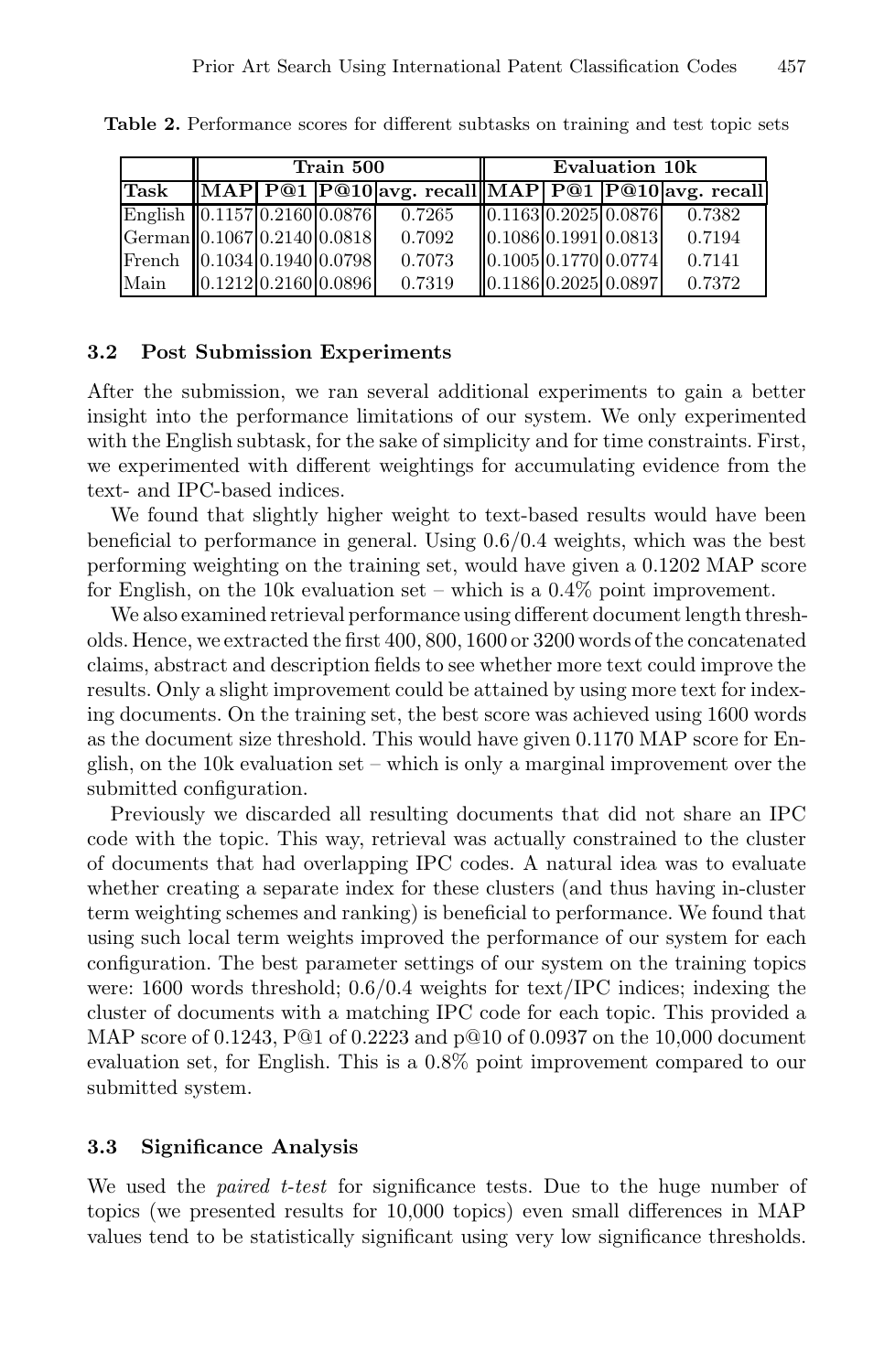**Table 2.** Performance scores for different subtasks on training and test topic sets

| | Train 500 | | | | Evaluation 10k | | | |
|---|---|---|---|---|---|---|---|---|
| **Task** | **MAP** | **P@1** | **P@10** | **avg. recall** | **MAP** | **P@1** | **P@10** | **avg. recall** |
| English | 0.1157 | 0.2160 | 0.0876 | 0.7265 | 0.1163 | 0.2025 | 0.0876 | 0.7382 |
| German | 0.1067 | 0.2140 | 0.0818 | 0.7092 | 0.1086 | 0.1991 | 0.0813 | 0.7194 |
| French | 0.1034 | 0.1940 | 0.0798 | 0.7073 | 0.1005 | 0.1770 | 0.0774 | 0.7141 |
| Main | 0.1212 | 0.2160 | 0.0896 | 0.7319 | 0.1186 | 0.2025 | 0.0897 | 0.7372 |

### 3.2 Post Submission Experiments

After the submission, we ran several additional experiments to gain a better insight into the performance limitations of our system. We only experimented with the English subtask, for the sake of simplicity and for time constraints. First, we experimented with different weightings for accumulating evidence from the text- and IPC-based indices.

We found that slightly higher weight to text-based results would have been beneficial to performance in general. Using 0.6/0.4 weights, which was the best performing weighting on the training set, would have given a 0.1202 MAP score for English, on the 10k evaluation set – which is a 0.4% point improvement.

We also examined retrieval performance using different document length thresholds. Hence, we extracted the first 400, 800, 1600 or 3200 words of the concatenated claims, abstract and description fields to see whether more text could improve the results. Only a slight improvement could be attained by using more text for indexing documents. On the training set, the best score was achieved using 1600 words as the document size threshold. This would have given 0.1170 MAP score for English, on the 10k evaluation set – which is only a marginal improvement over the submitted configuration.

Previously we discarded all resulting documents that did not share an IPC code with the topic. This way, retrieval was actually constrained to the cluster of documents that had overlapping IPC codes. A natural idea was to evaluate whether creating a separate index for these clusters (and thus having in-cluster term weighting schemes and ranking) is beneficial to performance. We found that using such local term weights improved the performance of our system for each configuration. The best parameter settings of our system on the training topics were: 1600 words threshold; 0.6/0.4 weights for text/IPC indices; indexing the cluster of documents with a matching IPC code for each topic. This provided a MAP score of 0.1243, P@1 of 0.2223 and p@10 of 0.0937 on the 10,000 document evaluation set, for English. This is a 0.8% point improvement compared to our submitted system.

### 3.3 Significance Analysis

We used the *paired t-test* for significance tests. Due to the huge number of topics (we presented results for 10,000 topics) even small differences in MAP values tend to be statistically significant using very low significance thresholds.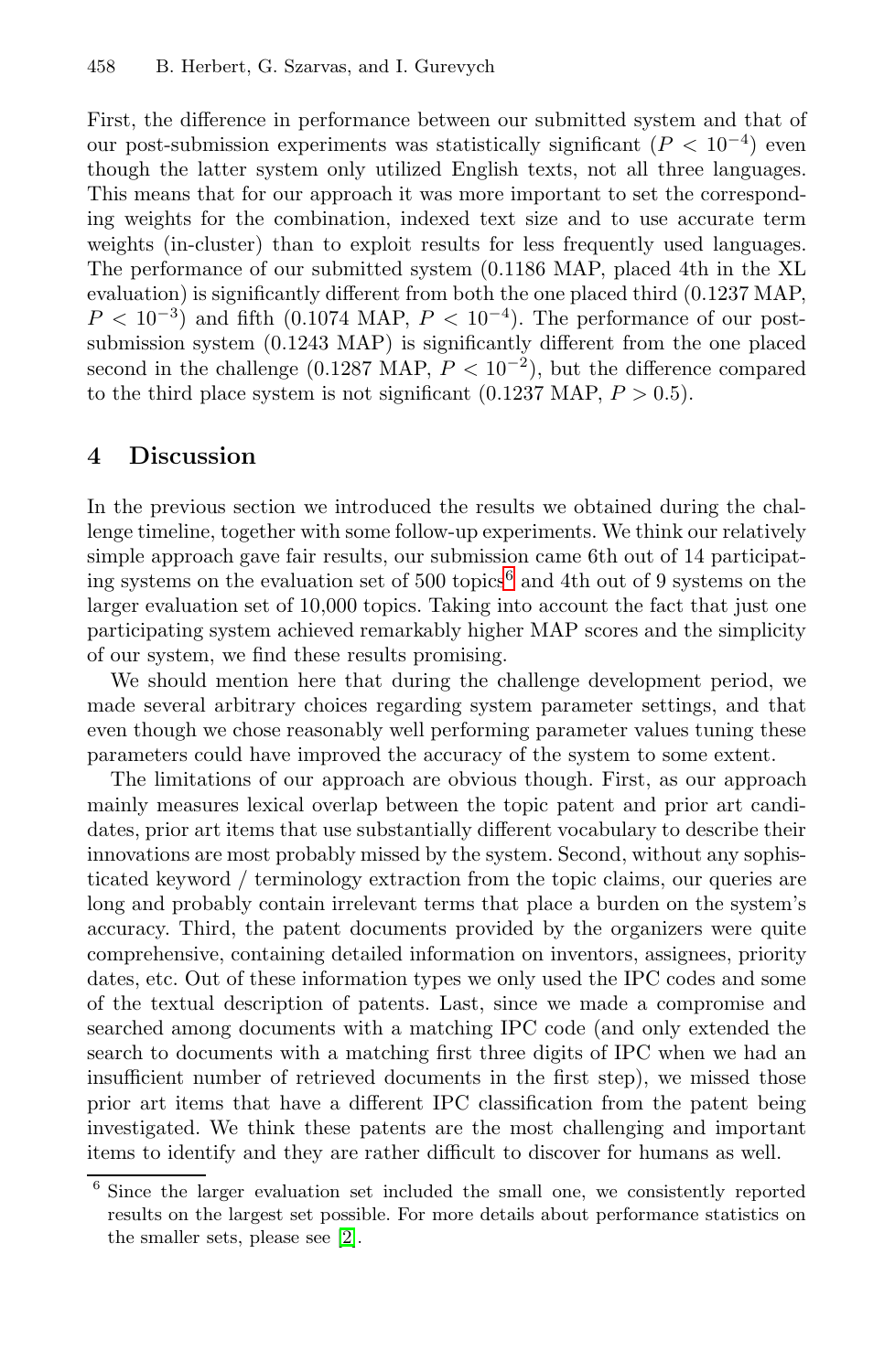First, the difference in performance between our submitted system and that of our post-submission experiments was statistically significant ($P < 10^{-4}$) even though the latter system only utilized English texts, not all three languages. This means that for our approach it was more important to set the corresponding weights for the combination, indexed text size and to use accurate term weights (in-cluster) than to exploit results for less frequently used languages. The performance of our submitted system (0.1186 MAP, placed 4th in the XL evaluation) is significantly different from both the one placed third (0.1237 MAP, $P < 10^{-3}$) and fifth (0.1074 MAP, $P < 10^{-4}$). The performance of our post-submission system (0.1243 MAP) is significantly different from the one placed second in the challenge (0.1287 MAP, $P < 10^{-2}$), but the difference compared to the third place system is not significant (0.1237 MAP, $P > 0.5$).

## 4 Discussion

In the previous section we introduced the results we obtained during the challenge timeline, together with some follow-up experiments. We think our relatively simple approach gave fair results, our submission came 6th out of 14 participating systems on the evaluation set of 500 topics[6] and 4th out of 9 systems on the larger evaluation set of 10,000 topics. Taking into account the fact that just one participating system achieved remarkably higher MAP scores and the simplicity of our system, we find these results promising.

We should mention here that during the challenge development period, we made several arbitrary choices regarding system parameter settings, and that even though we chose reasonably well performing parameter values tuning these parameters could have improved the accuracy of the system to some extent.

The limitations of our approach are obvious though. First, as our approach mainly measures lexical overlap between the topic patent and prior art candidates, prior art items that use substantially different vocabulary to describe their innovations are most probably missed by the system. Second, without any sophisticated keyword / terminology extraction from the topic claims, our queries are long and probably contain irrelevant terms that place a burden on the system's accuracy. Third, the patent documents provided by the organizers were quite comprehensive, containing detailed information on inventors, assignees, priority dates, etc. Out of these information types we only used the IPC codes and some of the textual description of patents. Last, since we made a compromise and searched among documents with a matching IPC code (and only extended the search to documents with a matching first three digits of IPC when we had an insufficient number of retrieved documents in the first step), we missed those prior art items that have a different IPC classification from the patent being investigated. We think these patents are the most challenging and important items to identify and they are rather difficult to discover for humans as well.

[6] Since the larger evaluation set included the small one, we consistently reported results on the largest set possible. For more details about performance statistics on the smaller sets, please see [2].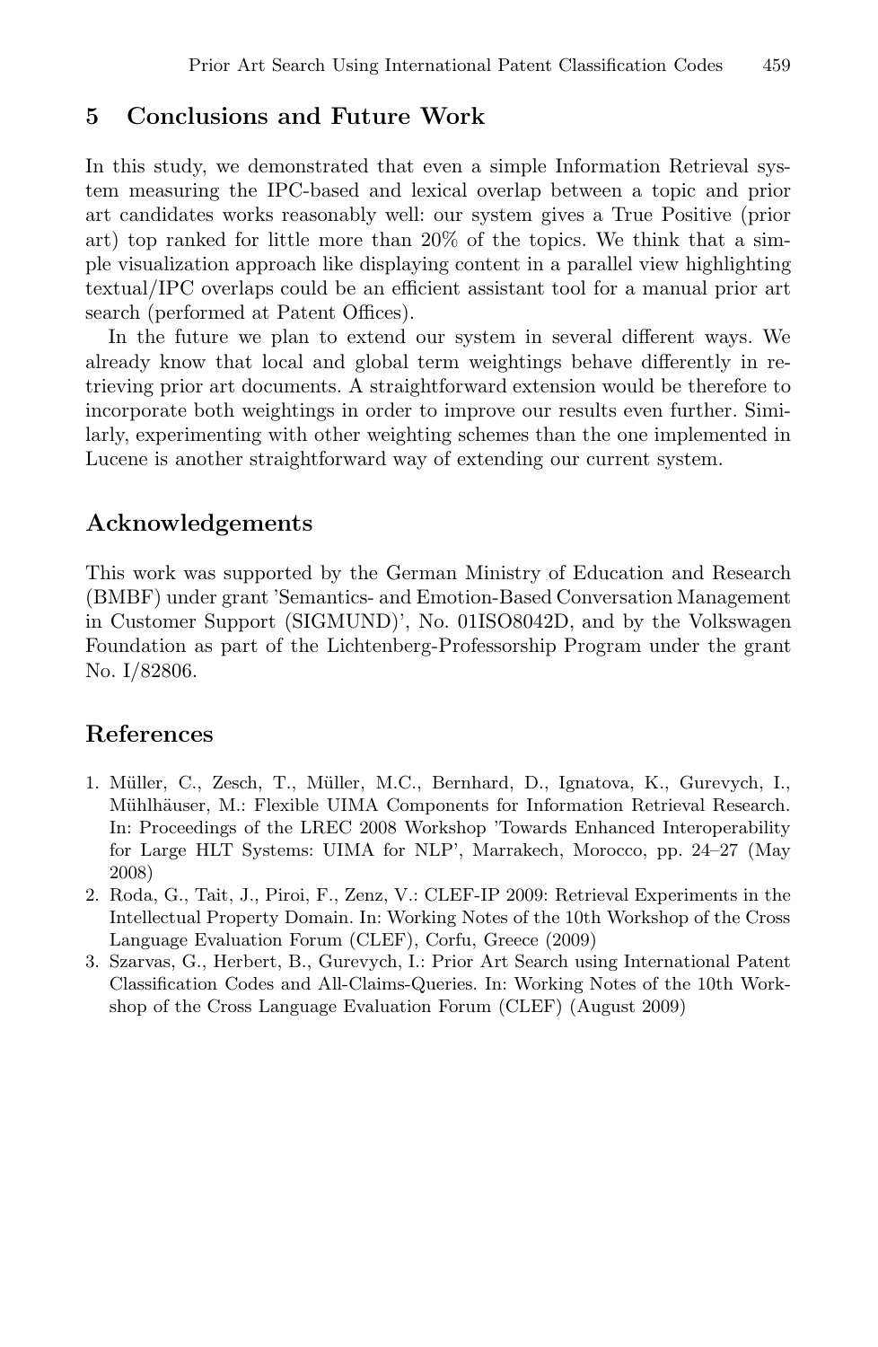## 5 Conclusions and Future Work

In this study, we demonstrated that even a simple Information Retrieval system measuring the IPC-based and lexical overlap between a topic and prior art candidates works reasonably well: our system gives a True Positive (prior art) top ranked for little more than 20% of the topics. We think that a simple visualization approach like displaying content in a parallel view highlighting textual/IPC overlaps could be an efficient assistant tool for a manual prior art search (performed at Patent Offices).

In the future we plan to extend our system in several different ways. We already know that local and global term weightings behave differently in retrieving prior art documents. A straightforward extension would be therefore to incorporate both weightings in order to improve our results even further. Similarly, experimenting with other weighting schemes than the one implemented in Lucene is another straightforward way of extending our current system.

## Acknowledgements

This work was supported by the German Ministry of Education and Research (BMBF) under grant 'Semantics- and Emotion-Based Conversation Management in Customer Support (SIGMUND)', No. 01ISO8042D, and by the Volkswagen Foundation as part of the Lichtenberg-Professorship Program under the grant No. I/82806.

## References

1. Müller, C., Zesch, T., Müller, M.C., Bernhard, D., Ignatova, K., Gurevych, I., Mühlhäuser, M.: Flexible UIMA Components for Information Retrieval Research. In: Proceedings of the LREC 2008 Workshop 'Towards Enhanced Interoperability for Large HLT Systems: UIMA for NLP', Marrakech, Morocco, pp. 24–27 (May 2008)
2. Roda, G., Tait, J., Piroi, F., Zenz, V.: CLEF-IP 2009: Retrieval Experiments in the Intellectual Property Domain. In: Working Notes of the 10th Workshop of the Cross Language Evaluation Forum (CLEF), Corfu, Greece (2009)
3. Szarvas, G., Herbert, B., Gurevych, I.: Prior Art Search using International Patent Classification Codes and All-Claims-Queries. In: Working Notes of the 10th Workshop of the Cross Language Evaluation Forum (CLEF) (August 2009)